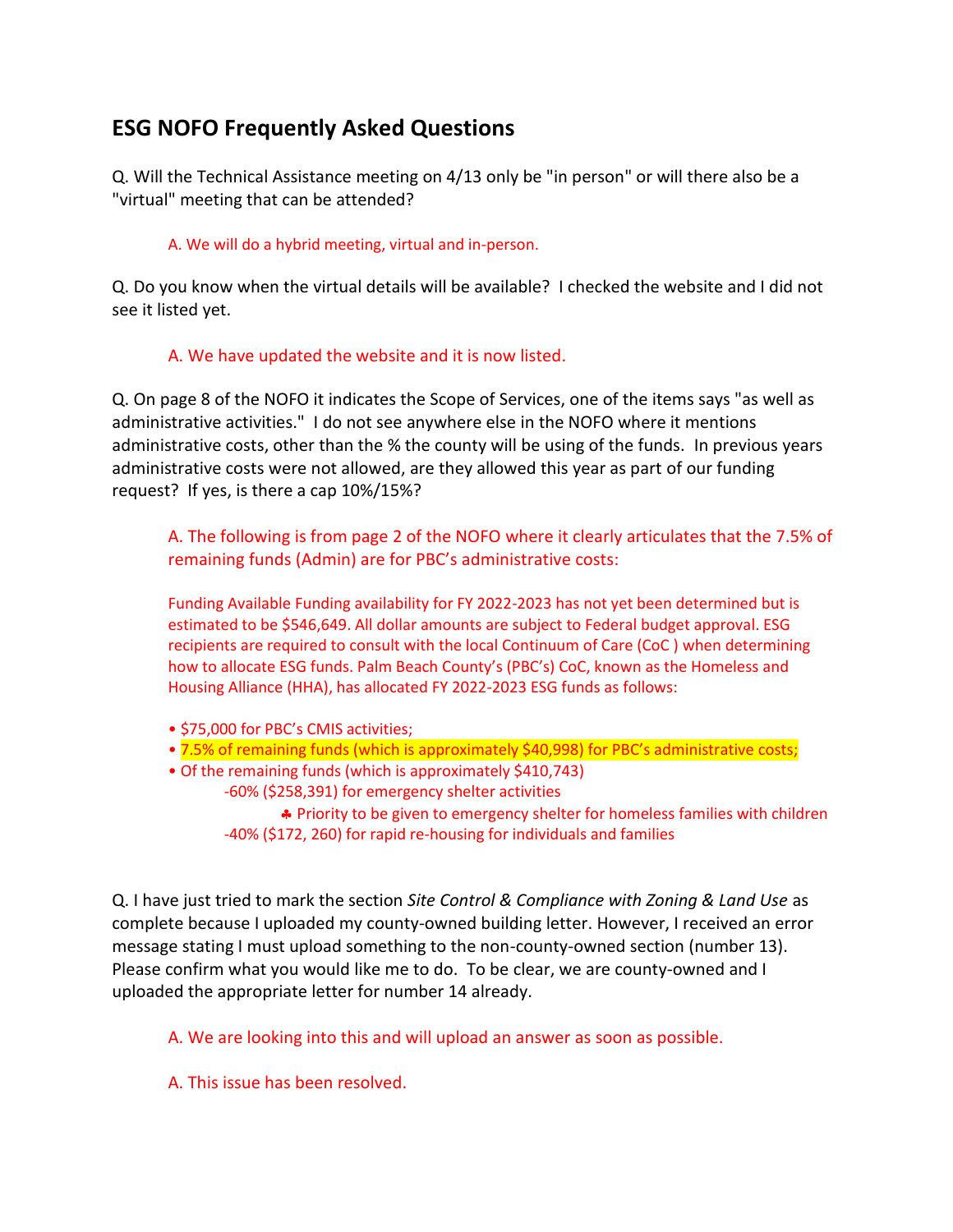## ESG NOFO Frequently Asked Questions

Q. Will the Technical Assistance meeting on 4/13 only be "in person" or will there also be a "virtual" meeting that can be attended?

> A. We will do a hybrid meeting, virtual and in-person.

Q. Do you know when the virtual details will be available? I checked the website and I did not see it listed yet.

> A. We have updated the website and it is now listed.

Q. On page 8 of the NOFO it indicates the Scope of Services, one of the items says "as well as administrative activities." I do not see anywhere else in the NOFO where it mentions administrative costs, other than the % the county will be using of the funds. In previous years administrative costs were not allowed, are they allowed this year as part of our funding request? If yes, is there a cap 10%/15%?

> A. The following is from page 2 of the NOFO where it clearly articulates that the 7.5% of remaining funds (Admin) are for PBC's administrative costs:
>
> Funding Available Funding availability for FY 2022-2023 has not yet been determined but is estimated to be $546,649. All dollar amounts are subject to Federal budget approval. ESG recipients are required to consult with the local Continuum of Care (CoC ) when determining how to allocate ESG funds. Palm Beach County's (PBC's) CoC, known as the Homeless and Housing Alliance (HHA), has allocated FY 2022-2023 ESG funds as follows:
>
> - $75,000 for PBC's CMIS activities;
> - 7.5% of remaining funds (which is approximately $40,998) for PBC's administrative costs;
> - Of the remaining funds (which is approximately $410,743)
>   - -60% ($258,391) for emergency shelter activities
>     - Priority to be given to emergency shelter for homeless families with children
>   - -40% ($172, 260) for rapid re-housing for individuals and families

Q. I have just tried to mark the section *Site Control & Compliance with Zoning & Land Use* as complete because I uploaded my county-owned building letter. However, I received an error message stating I must upload something to the non-county-owned section (number 13). Please confirm what you would like me to do. To be clear, we are county-owned and I uploaded the appropriate letter for number 14 already.

> A. We are looking into this and will upload an answer as soon as possible.
>
> A. This issue has been resolved.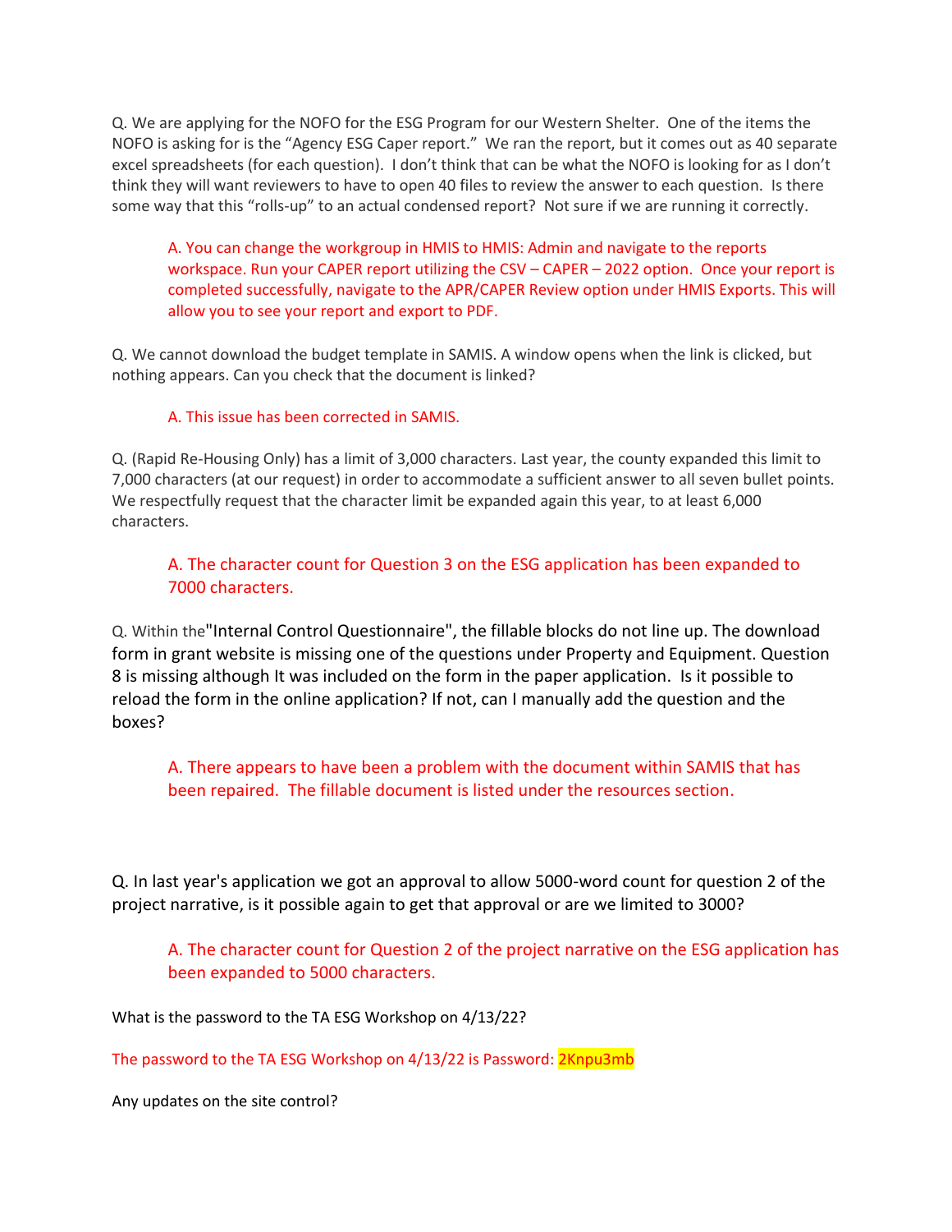Q. We are applying for the NOFO for the ESG Program for our Western Shelter. One of the items the NOFO is asking for is the "Agency ESG Caper report." We ran the report, but it comes out as 40 separate excel spreadsheets (for each question). I don't think that can be what the NOFO is looking for as I don't think they will want reviewers to have to open 40 files to review the answer to each question. Is there some way that this "rolls-up" to an actual condensed report? Not sure if we are running it correctly.

> A. You can change the workgroup in HMIS to HMIS: Admin and navigate to the reports workspace. Run your CAPER report utilizing the CSV – CAPER – 2022 option. Once your report is completed successfully, navigate to the APR/CAPER Review option under HMIS Exports. This will allow you to see your report and export to PDF.

Q. We cannot download the budget template in SAMIS. A window opens when the link is clicked, but nothing appears. Can you check that the document is linked?

> A. This issue has been corrected in SAMIS.

Q. (Rapid Re-Housing Only) has a limit of 3,000 characters. Last year, the county expanded this limit to 7,000 characters (at our request) in order to accommodate a sufficient answer to all seven bullet points. We respectfully request that the character limit be expanded again this year, to at least 6,000 characters.

> A. The character count for Question 3 on the ESG application has been expanded to 7000 characters.

Q. Within the "Internal Control Questionnaire", the fillable blocks do not line up. The download form in grant website is missing one of the questions under Property and Equipment. Question 8 is missing although It was included on the form in the paper application. Is it possible to reload the form in the online application? If not, can I manually add the question and the boxes?

> A. There appears to have been a problem with the document within SAMIS that has been repaired. The fillable document is listed under the resources section.

Q. In last year's application we got an approval to allow 5000-word count for question 2 of the project narrative, is it possible again to get that approval or are we limited to 3000?

> A. The character count for Question 2 of the project narrative on the ESG application has been expanded to 5000 characters.

What is the password to the TA ESG Workshop on 4/13/22?

The password to the TA ESG Workshop on 4/13/22 is Password: 2Knpu3mb

Any updates on the site control?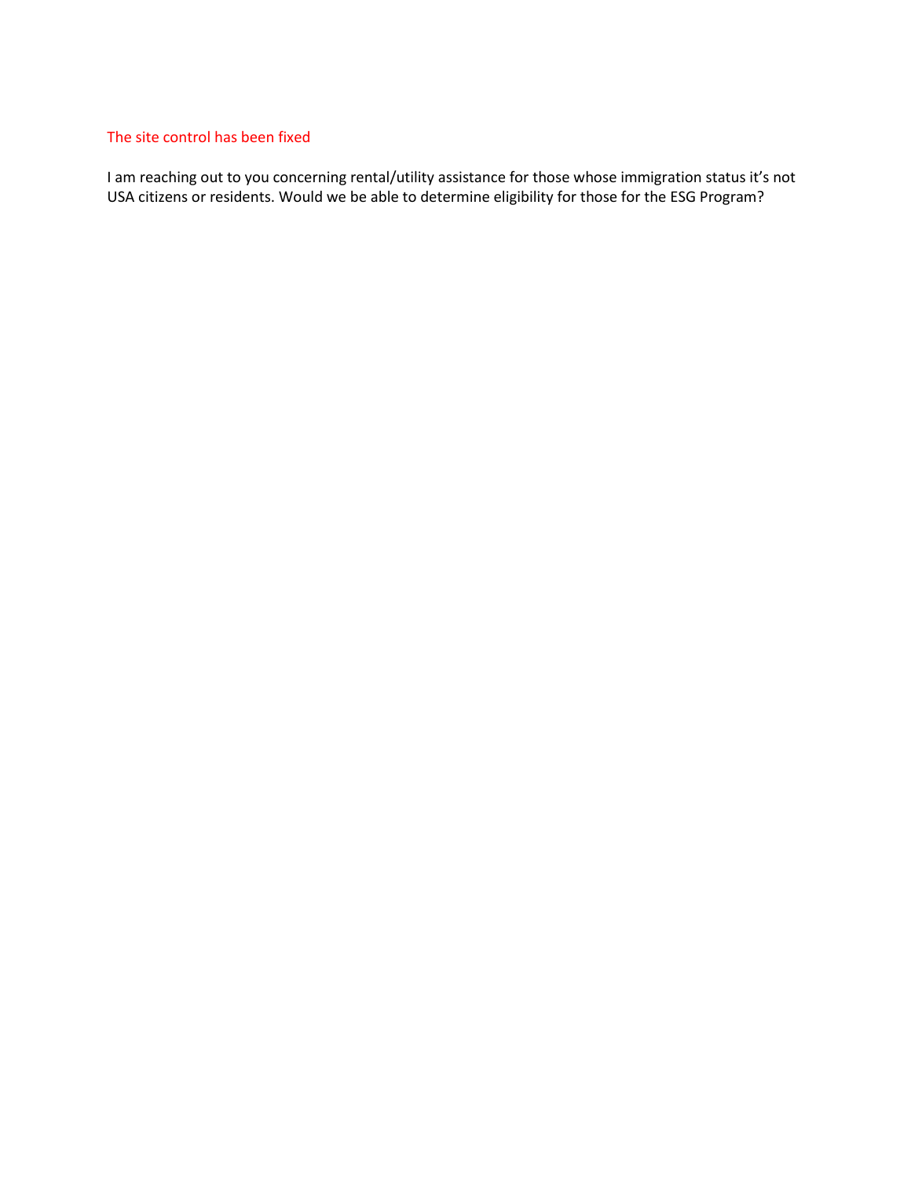The site control has been fixed

I am reaching out to you concerning rental/utility assistance for those whose immigration status it's not USA citizens or residents. Would we be able to determine eligibility for those for the ESG Program?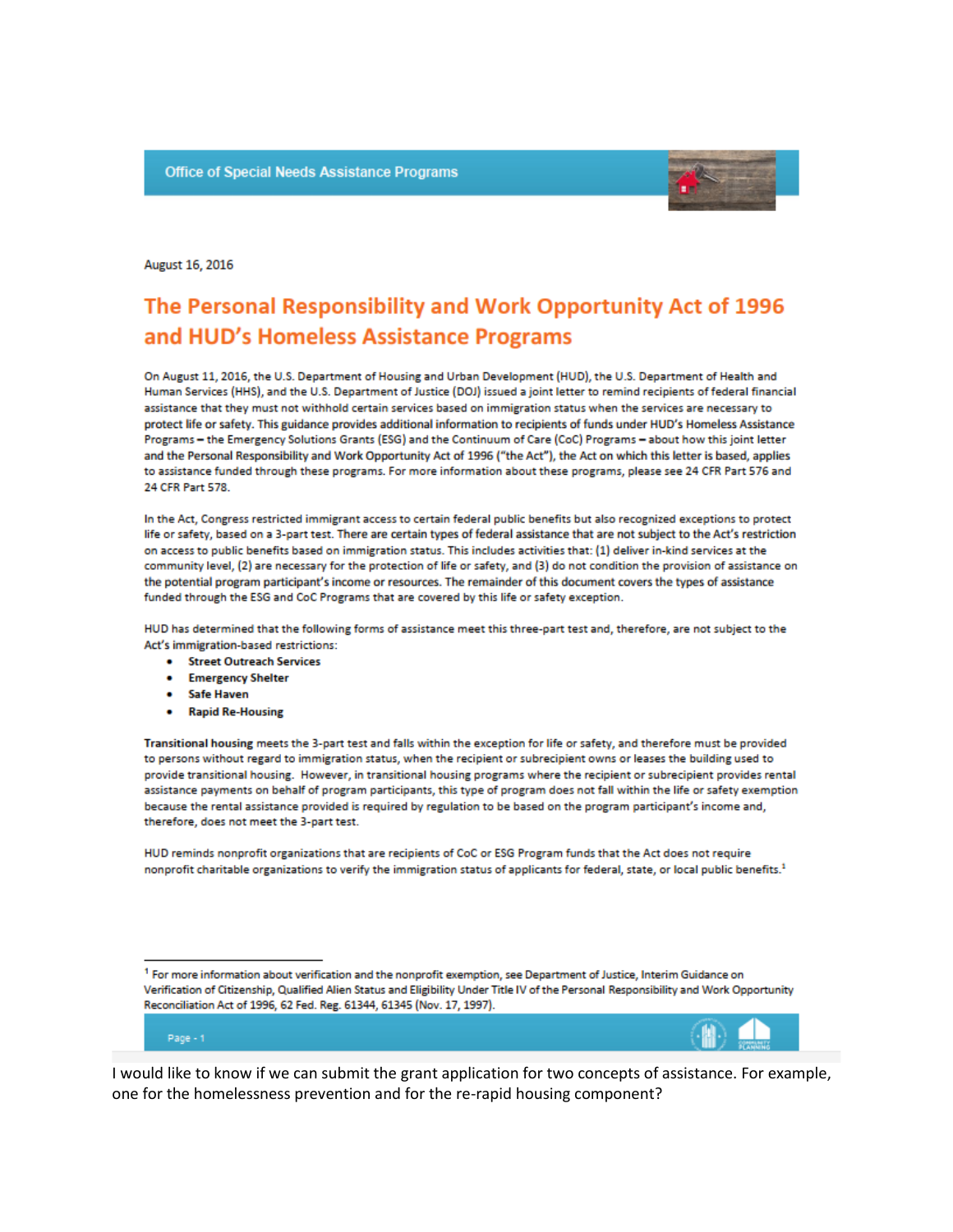Office of Special Needs Assistance Programs

August 16, 2016

# The Personal Responsibility and Work Opportunity Act of 1996 and HUD's Homeless Assistance Programs

On August 11, 2016, the U.S. Department of Housing and Urban Development (HUD), the U.S. Department of Health and Human Services (HHS), and the U.S. Department of Justice (DOJ) issued a joint letter to remind recipients of federal financial assistance that they must not withhold certain services based on immigration status when the services are necessary to protect life or safety. This guidance provides additional information to recipients of funds under HUD's Homeless Assistance Programs – the Emergency Solutions Grants (ESG) and the Continuum of Care (CoC) Programs – about how this joint letter and the Personal Responsibility and Work Opportunity Act of 1996 ("the Act"), the Act on which this letter is based, applies to assistance funded through these programs. For more information about these programs, please see 24 CFR Part 576 and 24 CFR Part 578.

In the Act, Congress restricted immigrant access to certain federal public benefits but also recognized exceptions to protect life or safety, based on a 3-part test. There are certain types of federal assistance that are not subject to the Act's restriction on access to public benefits based on immigration status. This includes activities that: (1) deliver in-kind services at the community level, (2) are necessary for the protection of life or safety, and (3) do not condition the provision of assistance on the potential program participant's income or resources. The remainder of this document covers the types of assistance funded through the ESG and CoC Programs that are covered by this life or safety exception.

HUD has determined that the following forms of assistance meet this three-part test and, therefore, are not subject to the Act's immigration-based restrictions:

- **Street Outreach Services**
- **Emergency Shelter**
- **Safe Haven**
- **Rapid Re-Housing**

**Transitional housing** meets the 3-part test and falls within the exception for life or safety, and therefore must be provided to persons without regard to immigration status, when the recipient or subrecipient owns or leases the building used to provide transitional housing. However, in transitional housing programs where the recipient or subrecipient provides rental assistance payments on behalf of program participants, this type of program does not fall within the life or safety exemption because the rental assistance provided is required by regulation to be based on the program participant's income and, therefore, does not meet the 3-part test.

HUD reminds nonprofit organizations that are recipients of CoC or ESG Program funds that the Act does not require nonprofit charitable organizations to verify the immigration status of applicants for federal, state, or local public benefits.[1]

---

[1] For more information about verification and the nonprofit exemption, see Department of Justice, Interim Guidance on Verification of Citizenship, Qualified Alien Status and Eligibility Under Title IV of the Personal Responsibility and Work Opportunity Reconciliation Act of 1996, 62 Fed. Reg. 61344, 61345 (Nov. 17, 1997).

I would like to know if we can submit the grant application for two concepts of assistance. For example, one for the homelessness prevention and for the re-rapid housing component?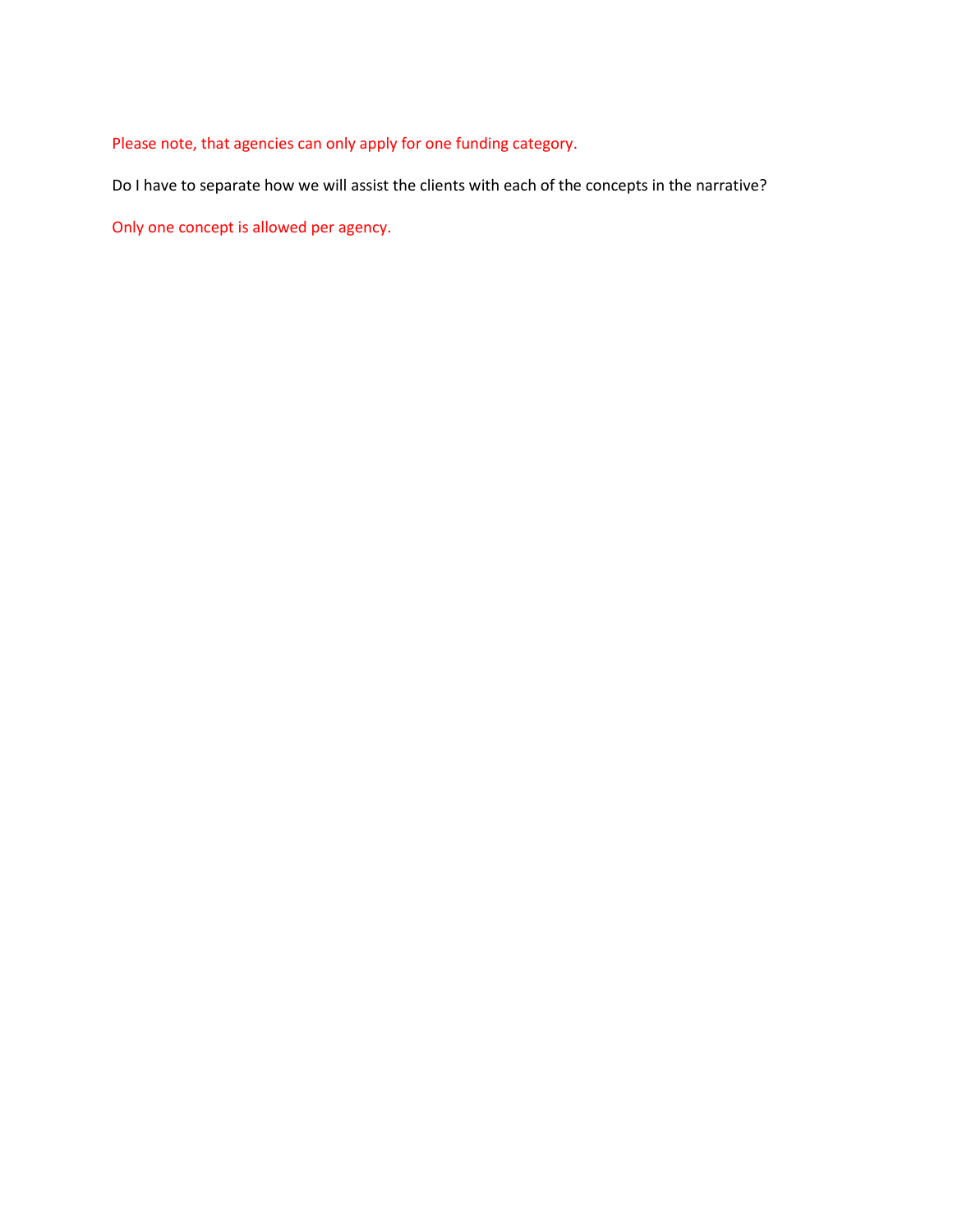Please note, that agencies can only apply for one funding category.

Do I have to separate how we will assist the clients with each of the concepts in the narrative?

Only one concept is allowed per agency.